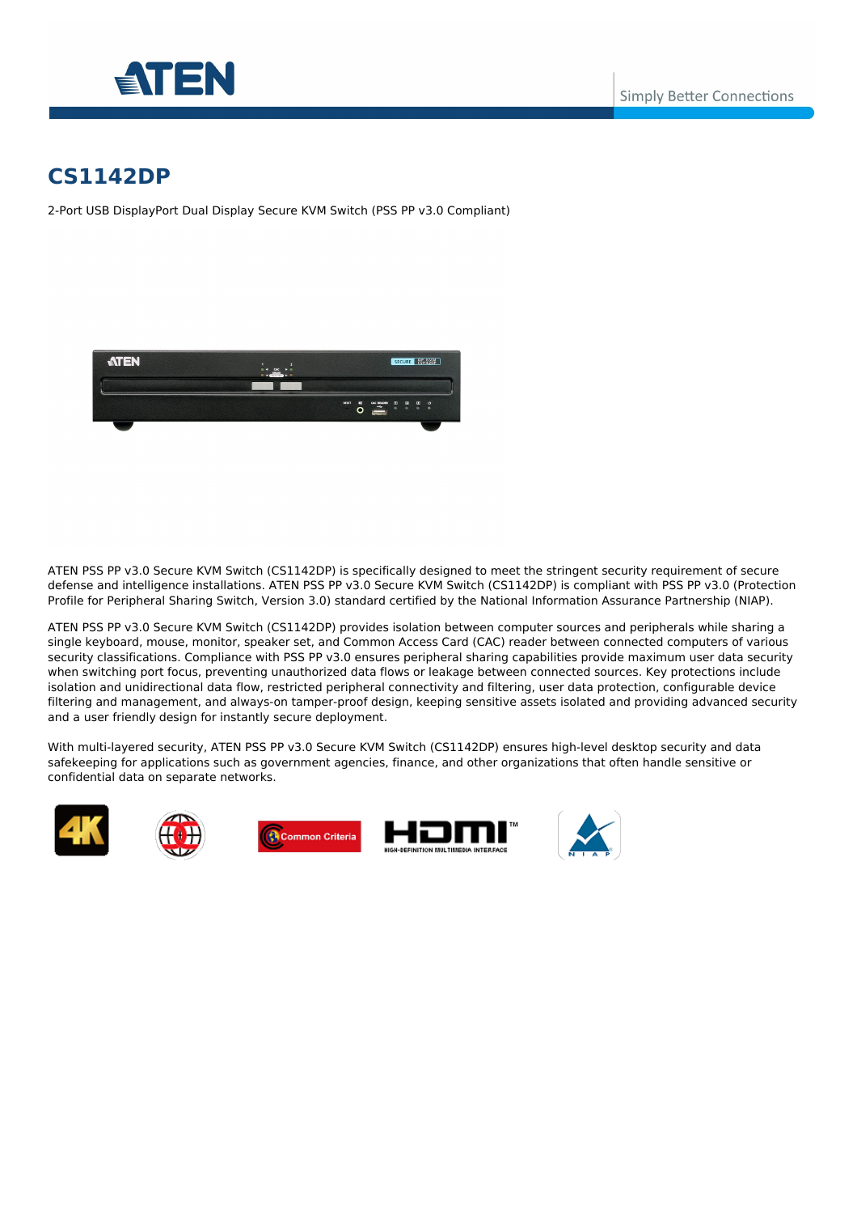# CS1142DP

2-Port USB DisplayPort Dual Display Secure KVM Switch (PSS PP v3.0 Compliant)

ATEN PSS PP v3.0 Secure KVM Switch (CS1142DP) is specifically designed to meet the stringent security requirement of secure defense and intelligence installations. ATEN PSS PP v3.0 Secure KVM Switch (CS1142DP) is compliant with PSS PP v3.0 (Protection Profile for Peripheral Sharing Switch, Version 3.0) standard certified by the National Information Assurance Partnership (NIAP).

ATEN PSS PP v3.0 Secure KVM Switch (CS1142DP) provides isolation between computer sources and peripherals while sharing a single keyboard, mouse, monitor, speaker set, and Common Access Card (CAC) reader between connected computers of various security classifications. Compliance with PSS PP v3.0 ensures peripheral sharing capabilities provide maximum user data security when switching port focus, preventing unauthorized data flows or leakage between connected sources. Key protections include isolation and unidirectional data flow, restricted peripheral connectivity and filtering, user data protection, configurable device filtering and management, and always-on tamper-proof design, keeping sensitive assets isolated and providing advanced security and a user friendly design for instantly secure deployment.

With multi-layered security, ATEN PSS PP v3.0 Secure KVM Switch (CS1142DP) ensures high-level desktop security and data safekeeping for applications such as government agencies, finance, and other organizations that often handle sensitive or confidential data on separate networks.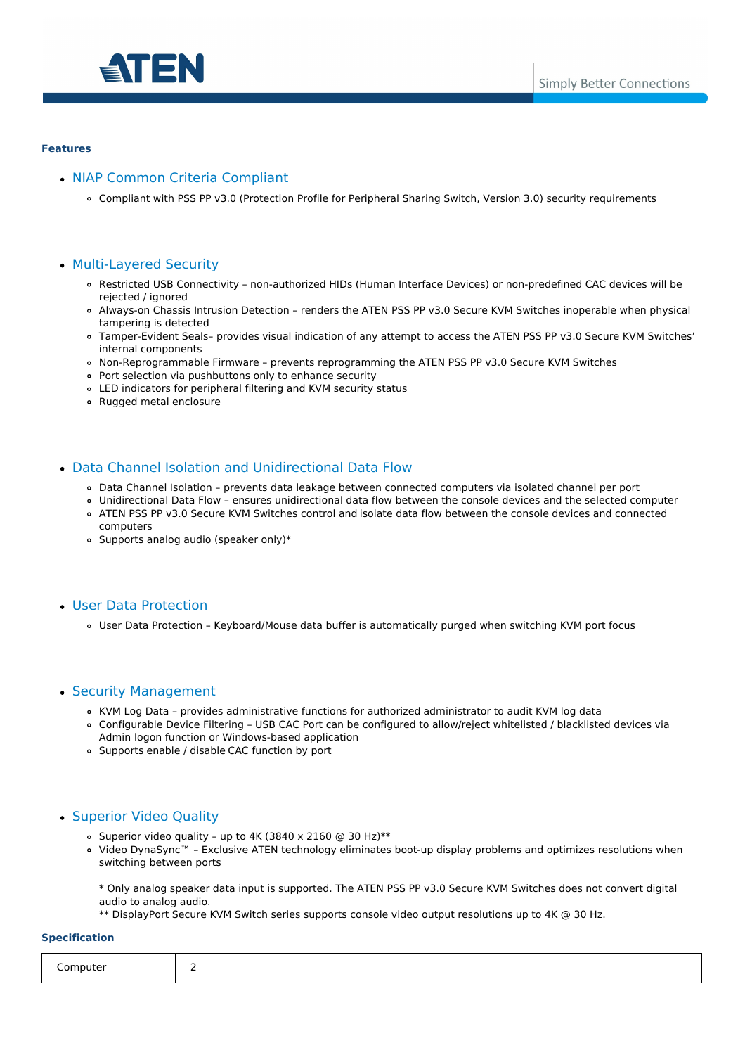**Features**

- NIAP Common Criteria Compliant
    - Compliant with PSS PP v3.0 (Protection Profile for Peripheral Sharing Switch, Version 3.0) security requirements

- Multi-Layered Security
    - Restricted USB Connectivity – non-authorized HIDs (Human Interface Devices) or non-predefined CAC devices will be rejected / ignored
    - Always-on Chassis Intrusion Detection – renders the ATEN PSS PP v3.0 Secure KVM Switches inoperable when physical tampering is detected
    - Tamper-Evident Seals– provides visual indication of any attempt to access the ATEN PSS PP v3.0 Secure KVM Switches' internal components
    - Non-Reprogrammable Firmware – prevents reprogramming the ATEN PSS PP v3.0 Secure KVM Switches
    - Port selection via pushbuttons only to enhance security
    - LED indicators for peripheral filtering and KVM security status
    - Rugged metal enclosure

- Data Channel Isolation and Unidirectional Data Flow
    - Data Channel Isolation – prevents data leakage between connected computers via isolated channel per port
    - Unidirectional Data Flow – ensures unidirectional data flow between the console devices and the selected computer
    - ATEN PSS PP v3.0 Secure KVM Switches control and isolate data flow between the console devices and connected computers
    - Supports analog audio (speaker only)*

- User Data Protection
    - User Data Protection – Keyboard/Mouse data buffer is automatically purged when switching KVM port focus

- Security Management
    - KVM Log Data – provides administrative functions for authorized administrator to audit KVM log data
    - Configurable Device Filtering – USB CAC Port can be configured to allow/reject whitelisted / blacklisted devices via Admin logon function or Windows-based application
    - Supports enable / disable CAC function by port

- Superior Video Quality
    - Superior video quality – up to 4K (3840 x 2160 @ 30 Hz)**
    - Video DynaSync™ – Exclusive ATEN technology eliminates boot-up display problems and optimizes resolutions when switching between ports

    * Only analog speaker data input is supported. The ATEN PSS PP v3.0 Secure KVM Switches does not convert digital audio to analog audio.
    ** DisplayPort Secure KVM Switch series supports console video output resolutions up to 4K @ 30 Hz.

**Specification**

| Computer | 2 |
|---|---|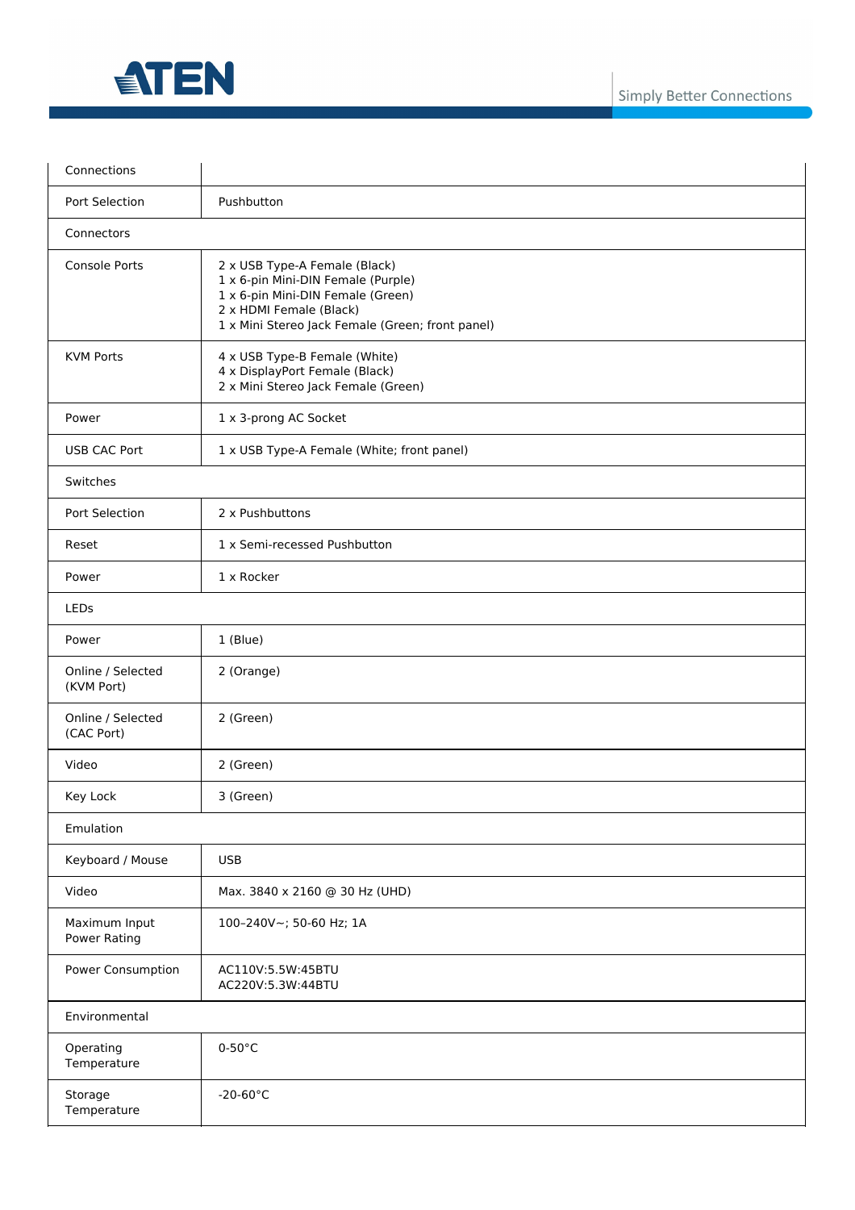| | |
|---|---|
| Connections | |
| Port Selection | Pushbutton |
| Connectors | |
| Console Ports | 2 x USB Type-A Female (Black)<br>1 x 6-pin Mini-DIN Female (Purple)<br>1 x 6-pin Mini-DIN Female (Green)<br>2 x HDMI Female (Black)<br>1 x Mini Stereo Jack Female (Green; front panel) |
| KVM Ports | 4 x USB Type-B Female (White)<br>4 x DisplayPort Female (Black)<br>2 x Mini Stereo Jack Female (Green) |
| Power | 1 x 3-prong AC Socket |
| USB CAC Port | 1 x USB Type-A Female (White; front panel) |
| Switches | |
| Port Selection | 2 x Pushbuttons |
| Reset | 1 x Semi-recessed Pushbutton |
| Power | 1 x Rocker |
| LEDs | |
| Power | 1 (Blue) |
| Online / Selected (KVM Port) | 2 (Orange) |
| Online / Selected (CAC Port) | 2 (Green) |
| Video | 2 (Green) |
| Key Lock | 3 (Green) |
| Emulation | |
| Keyboard / Mouse | USB |
| Video | Max. 3840 x 2160 @ 30 Hz (UHD) |
| Maximum Input Power Rating | 100–240V~; 50-60 Hz; 1A |
| Power Consumption | AC110V:5.5W:45BTU<br>AC220V:5.3W:44BTU |
| Environmental | |
| Operating Temperature | 0-50°C |
| Storage Temperature | -20-60°C |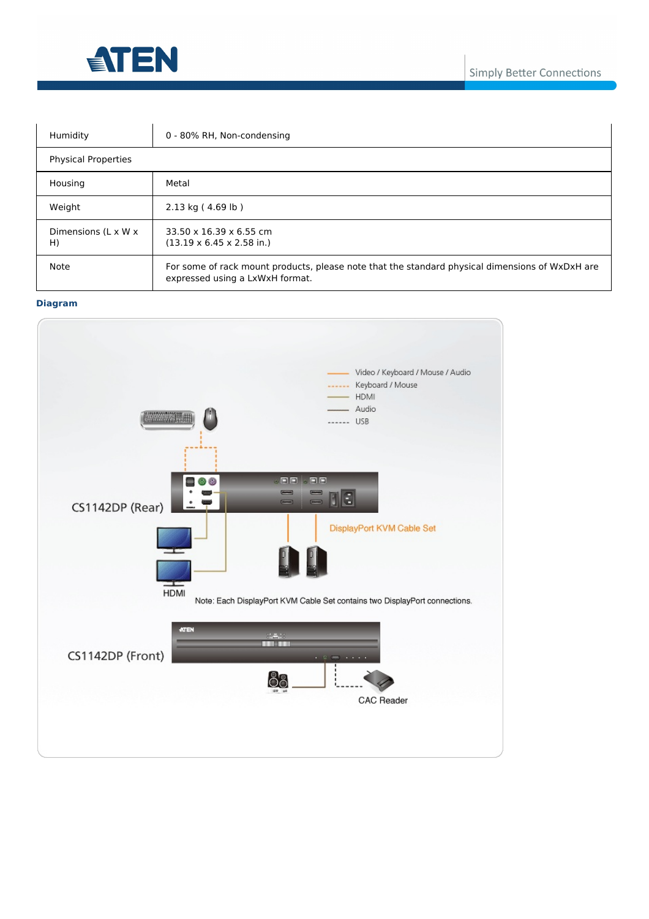| Humidity | 0 - 80% RH, Non-condensing |
| --- | --- |
| Physical Properties | |
| Housing | Metal |
| Weight | 2.13 kg ( 4.69 lb ) |
| Dimensions (L x W x H) | 33.50 x 16.39 x 6.55 cm<br>(13.19 x 6.45 x 2.58 in.) |
| Note | For some of rack mount products, please note that the standard physical dimensions of WxDxH are expressed using a LxWxH format. |

**Diagram**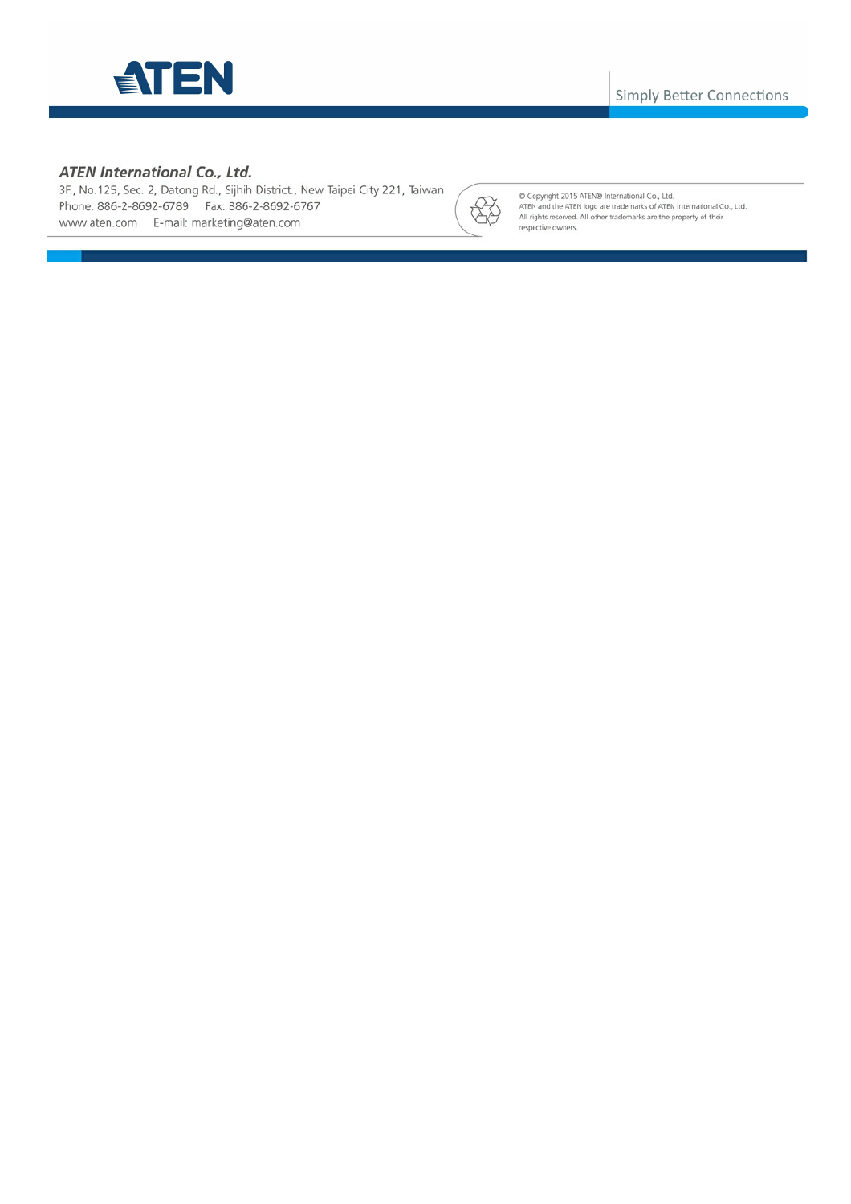ATEN

Simply Better Connections

***ATEN International Co., Ltd.***

3F., No.125, Sec. 2, Datong Rd., Sijhih District., New Taipei City 221, Taiwan
Phone: 886-2-8692-6789 Fax: 886-2-8692-6767
www.aten.com E-mail: marketing@aten.com

© Copyright 2015 ATEN® International Co., Ltd.
ATEN and the ATEN logo are trademarks of ATEN International Co., Ltd.
All rights reserved. All other trademarks are the property of their respective owners.